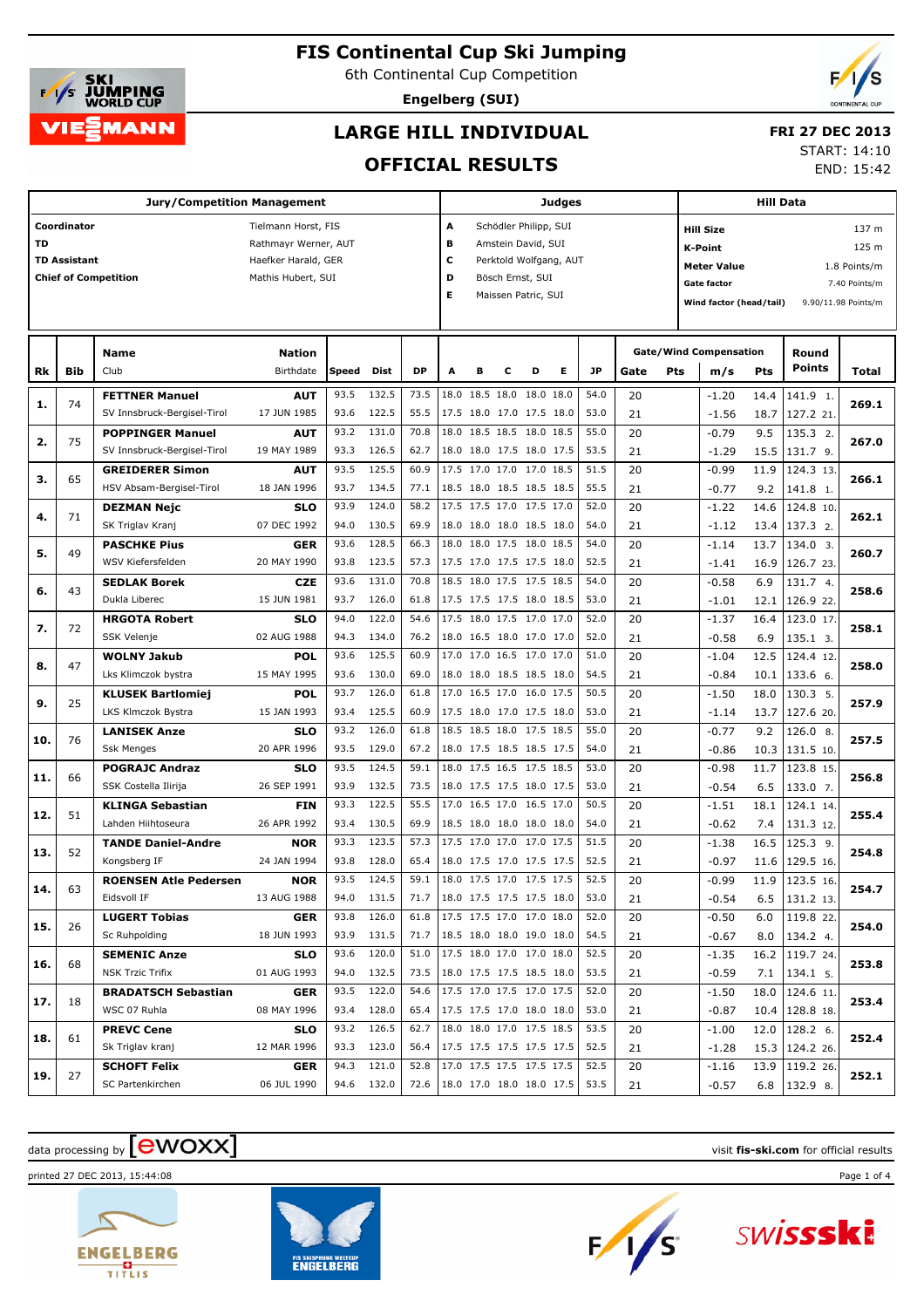# FIS Continental Cup Ski Jumping

6th Continental Cup Competition

**Engelberg (SUI)**

## LARGE HILL INDIVIDUAL

## OFFICIAL RESULTS

**FRI 27 DEC 2013**

START: 14:10

END: 15:42

| Jury/Competition Management | |
|---|---|
| **Coordinator** | Tielmann Horst, FIS |
| **TD** | Rathmayr Werner, AUT |
| **TD Assistant** | Haefker Harald, GER |
| **Chief of Competition** | Mathis Hubert, SUI |

| Judges | |
|---|---|
| A | Schödler Philipp, SUI |
| B | Amstein David, SUI |
| C | Perktold Wolfgang, AUT |
| D | Bösch Ernst, SUI |
| E | Maissen Patric, SUI |

| Hill Data | |
|---|---|
| **Hill Size** | 137 m |
| **K-Point** | 125 m |
| **Meter Value** | 1.8 Points/m |
| **Gate factor** | 7.40 Points/m |
| **Wind factor (head/tail)** | 9.90/11.98 Points/m |

| Rk | Bib | Name / Club | Nation / Birthdate | Speed | Dist | DP | A | B | C | D | E | JP | Gate | Pts | m/s | Pts | Round Points | Total |
|---|---|---|---|---|---|---|---|---|---|---|---|---|---|---|---|---|---|---|
| 1. | 74 | **FETTNER Manuel** | **AUT** | 93.5 | 132.5 | 73.5 | 18.0 | 18.5 | 18.0 | 18.0 | 18.0 | 54.0 | 20 | | -1.20 | 14.4 | 141.9 1. | **269.1** |
| | | SV Innsbruck-Bergisel-Tirol | 17 JUN 1985 | 93.6 | 122.5 | 55.5 | 17.5 | 18.0 | 17.0 | 17.5 | 18.0 | 53.0 | 21 | | -1.56 | 18.7 | 127.2 21. | |
| 2. | 75 | **POPPINGER Manuel** | **AUT** | 93.2 | 131.0 | 70.8 | 18.0 | 18.5 | 18.5 | 18.0 | 18.5 | 55.0 | 20 | | -0.79 | 9.5 | 135.3 2. | **267.0** |
| | | SV Innsbruck-Bergisel-Tirol | 19 MAY 1989 | 93.3 | 126.5 | 62.7 | 18.0 | 18.0 | 17.5 | 18.0 | 17.5 | 53.5 | 21 | | -1.29 | 15.5 | 131.7 9. | |
| 3. | 65 | **GREIDERER Simon** | **AUT** | 93.5 | 125.5 | 60.9 | 17.5 | 17.0 | 17.0 | 17.0 | 18.5 | 51.5 | 20 | | -0.99 | 11.9 | 124.3 13. | **266.1** |
| | | HSV Absam-Bergisel-Tirol | 18 JAN 1996 | 93.7 | 134.5 | 77.1 | 18.5 | 18.0 | 18.5 | 18.5 | 18.5 | 55.5 | 21 | | -0.77 | 9.2 | 141.8 1. | |
| 4. | 71 | **DEZMAN Nejc** | **SLO** | 93.9 | 124.0 | 58.2 | 17.5 | 17.5 | 17.0 | 17.5 | 17.0 | 52.0 | 20 | | -1.22 | 14.6 | 124.8 10. | **262.1** |
| | | SK Triglav Kranj | 07 DEC 1992 | 94.0 | 130.5 | 69.9 | 18.0 | 18.0 | 18.0 | 18.5 | 18.0 | 54.0 | 21 | | -1.12 | 13.4 | 137.3 2. | |
| 5. | 49 | **PASCHKE Pius** | **GER** | 93.6 | 128.5 | 66.3 | 18.0 | 18.0 | 17.5 | 18.0 | 18.5 | 54.0 | 20 | | -1.14 | 13.7 | 134.0 3. | **260.7** |
| | | WSV Kiefersfelden | 20 MAY 1990 | 93.8 | 123.5 | 57.3 | 17.5 | 17.0 | 17.5 | 17.5 | 18.0 | 52.5 | 21 | | -1.41 | 16.9 | 126.7 23. | |
| 6. | 43 | **SEDLAK Borek** | **CZE** | 93.6 | 131.0 | 70.8 | 18.5 | 18.0 | 17.5 | 17.5 | 18.5 | 54.0 | 20 | | -0.58 | 6.9 | 131.7 4. | **258.6** |
| | | Dukla Liberec | 15 JUN 1981 | 93.7 | 126.0 | 61.8 | 17.5 | 17.5 | 17.5 | 18.0 | 18.5 | 53.0 | 21 | | -1.01 | 12.1 | 126.9 22. | |
| 7. | 72 | **HRGOTA Robert** | **SLO** | 94.0 | 122.0 | 54.6 | 17.5 | 18.0 | 17.5 | 17.0 | 17.0 | 52.0 | 20 | | -1.37 | 16.4 | 123.0 17. | **258.1** |
| | | SSK Velenje | 02 AUG 1988 | 94.3 | 134.0 | 76.2 | 18.0 | 16.5 | 18.0 | 17.0 | 17.0 | 52.0 | 21 | | -0.58 | 6.9 | 135.1 3. | |
| 8. | 47 | **WOLNY Jakub** | **POL** | 93.6 | 125.5 | 60.9 | 17.0 | 17.0 | 16.5 | 17.0 | 17.0 | 51.0 | 20 | | -1.04 | 12.5 | 124.4 12. | **258.0** |
| | | Lks Klimczok bystra | 15 MAY 1995 | 93.6 | 130.0 | 69.0 | 18.0 | 18.0 | 18.5 | 18.5 | 18.0 | 54.5 | 21 | | -0.84 | 10.1 | 133.6 6. | |
| 9. | 25 | **KLUSEK Bartlomiej** | **POL** | 93.7 | 126.0 | 61.8 | 17.0 | 16.5 | 17.0 | 16.0 | 17.5 | 50.5 | 20 | | -1.50 | 18.0 | 130.3 5. | **257.9** |
| | | LKS Klmczok Bystra | 15 JAN 1993 | 93.4 | 125.5 | 60.9 | 17.5 | 18.0 | 17.0 | 17.5 | 18.0 | 53.0 | 21 | | -1.14 | 13.7 | 127.6 20. | |
| 10. | 76 | **LANISEK Anze** | **SLO** | 93.2 | 126.0 | 61.8 | 18.5 | 18.5 | 18.0 | 17.5 | 18.5 | 55.0 | 20 | | -0.77 | 9.2 | 126.0 8. | **257.5** |
| | | Ssk Menges | 20 APR 1996 | 93.5 | 129.0 | 67.2 | 18.0 | 17.5 | 18.5 | 18.5 | 17.5 | 54.0 | 21 | | -0.86 | 10.3 | 131.5 10. | |
| 11. | 66 | **POGRAJC Andraz** | **SLO** | 93.5 | 124.5 | 59.1 | 18.0 | 17.5 | 16.5 | 17.5 | 18.5 | 53.0 | 20 | | -0.98 | 11.7 | 123.8 15. | **256.8** |
| | | SSK Costella Ilirija | 26 SEP 1991 | 93.9 | 132.5 | 73.5 | 18.0 | 17.5 | 17.5 | 18.0 | 17.5 | 53.0 | 21 | | -0.54 | 6.5 | 133.0 7. | |
| 12. | 51 | **KLINGA Sebastian** | **FIN** | 93.3 | 122.5 | 55.5 | 17.0 | 16.5 | 17.0 | 16.5 | 17.0 | 50.5 | 20 | | -1.51 | 18.1 | 124.1 14. | **255.4** |
| | | Lahden Hiihtoseura | 26 APR 1992 | 93.4 | 130.5 | 69.9 | 18.5 | 18.0 | 18.0 | 18.0 | 18.0 | 54.0 | 21 | | -0.62 | 7.4 | 131.3 12. | |
| 13. | 52 | **TANDE Daniel-Andre** | **NOR** | 93.3 | 123.5 | 57.3 | 17.5 | 17.0 | 17.0 | 17.0 | 17.5 | 51.5 | 20 | | -1.38 | 16.5 | 125.3 9. | **254.8** |
| | | Kongsberg IF | 24 JAN 1994 | 93.8 | 128.0 | 65.4 | 18.0 | 17.5 | 17.0 | 17.5 | 17.5 | 52.5 | 21 | | -0.97 | 11.6 | 129.5 16. | |
| 14. | 63 | **ROENSEN Atle Pedersen** | **NOR** | 93.5 | 124.5 | 59.1 | 18.0 | 17.5 | 17.0 | 17.5 | 17.5 | 52.5 | 20 | | -0.99 | 11.9 | 123.5 16. | **254.7** |
| | | Eidsvoll IF | 13 AUG 1988 | 94.0 | 131.5 | 71.7 | 18.0 | 17.5 | 17.5 | 17.5 | 18.0 | 53.0 | 21 | | -0.54 | 6.5 | 131.2 13. | |
| 15. | 26 | **LUGERT Tobias** | **GER** | 93.8 | 126.0 | 61.8 | 17.5 | 17.5 | 17.0 | 17.0 | 18.0 | 52.0 | 20 | | -0.50 | 6.0 | 119.8 22. | **254.0** |
| | | Sc Ruhpolding | 18 JUN 1993 | 93.9 | 131.5 | 71.7 | 18.5 | 18.0 | 18.0 | 19.0 | 18.0 | 54.5 | 21 | | -0.67 | 8.0 | 134.2 4. | |
| 16. | 68 | **SEMENIC Anze** | **SLO** | 93.6 | 120.0 | 51.0 | 17.5 | 18.0 | 17.0 | 17.0 | 18.0 | 52.5 | 20 | | -1.35 | 16.2 | 119.7 24. | **253.8** |
| | | NSK Trzic Trifix | 01 AUG 1993 | 94.0 | 132.5 | 73.5 | 18.0 | 17.5 | 17.5 | 18.5 | 18.0 | 53.5 | 21 | | -0.59 | 7.1 | 134.1 5. | |
| 17. | 18 | **BRADATSCH Sebastian** | **GER** | 93.5 | 122.0 | 54.6 | 17.5 | 17.0 | 17.5 | 17.0 | 17.5 | 52.0 | 20 | | -1.50 | 18.0 | 124.6 11. | **253.4** |
| | | WSC 07 Ruhla | 08 MAY 1996 | 93.4 | 128.0 | 65.4 | 17.5 | 17.5 | 17.0 | 18.0 | 18.0 | 53.0 | 21 | | -0.87 | 10.4 | 128.8 18. | |
| 18. | 61 | **PREVC Cene** | **SLO** | 93.2 | 126.5 | 62.7 | 18.0 | 18.0 | 17.0 | 17.5 | 18.5 | 53.5 | 20 | | -1.00 | 12.0 | 128.2 6. | **252.4** |
| | | Sk Triglav kranj | 12 MAR 1996 | 93.3 | 123.0 | 56.4 | 17.5 | 17.5 | 17.5 | 17.5 | 17.5 | 52.5 | 21 | | -1.28 | 15.3 | 124.2 26. | |
| 19. | 27 | **SCHOFT Felix** | **GER** | 94.3 | 121.0 | 52.8 | 17.0 | 17.5 | 17.5 | 17.5 | 17.5 | 52.5 | 20 | | -1.16 | 13.9 | 119.2 26. | **252.1** |
| | | SC Partenkirchen | 06 JUL 1990 | 94.6 | 132.0 | 72.6 | 18.0 | 17.0 | 18.0 | 18.0 | 17.5 | 53.5 | 21 | | -0.57 | 6.8 | 132.9 8. | |

data processing by [ewoxx] visit **fis-ski.com** for official results

printed 27 DEC 2013, 15:44:08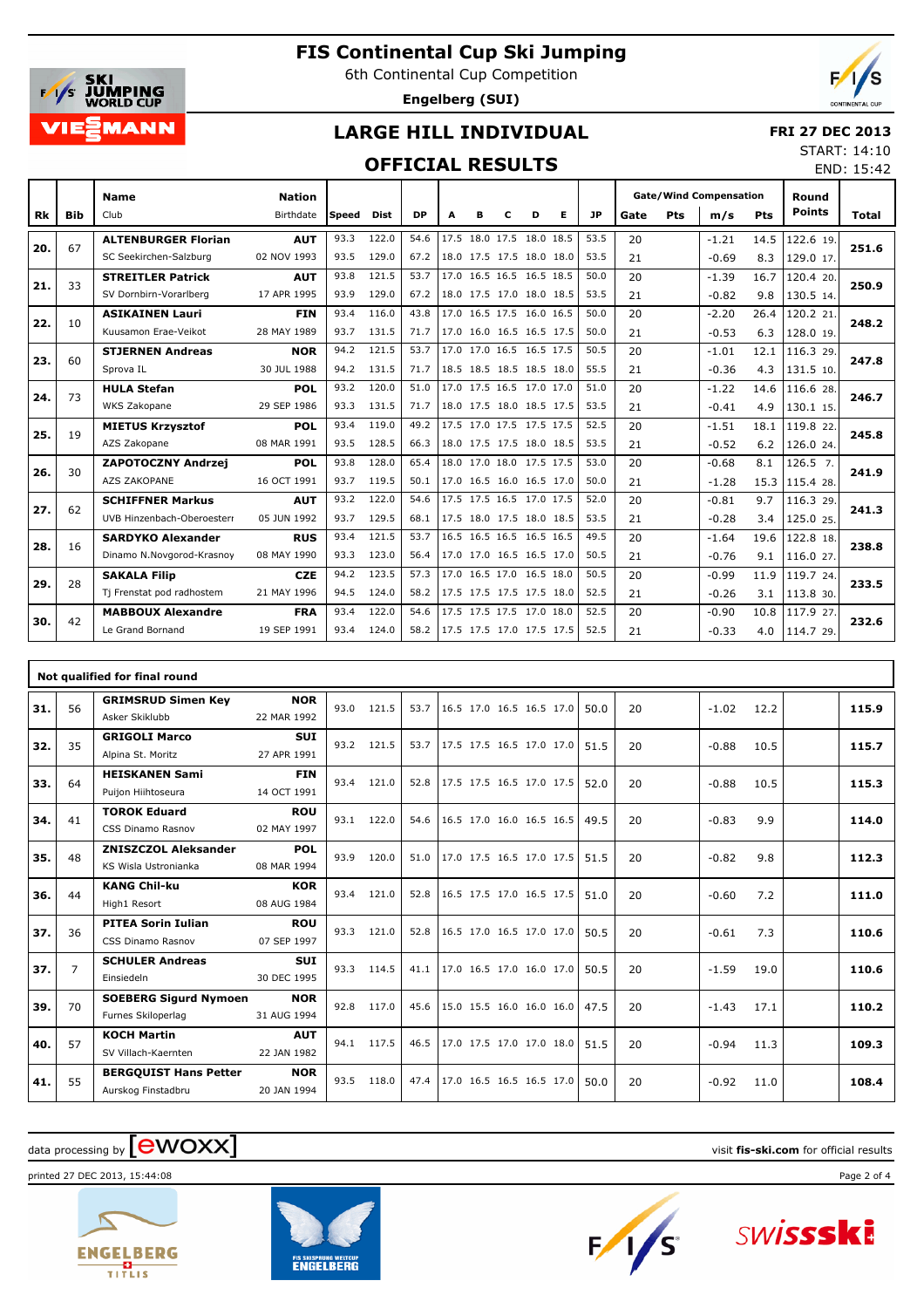# FIS Continental Cup Ski Jumping

6th Continental Cup Competition

**Engelberg (SUI)**

## LARGE HILL INDIVIDUAL

**FRI 27 DEC 2013**

START: 14:10

END: 15:42

## OFFICIAL RESULTS

| Rk | Bib | Name / Club | Nation / Birthdate | Speed | Dist | DP | A | B | C | D | E | JP | Gate | Pts | m/s | Pts | Round Points | Total |
|---|---|---|---|---|---|---|---|---|---|---|---|---|---|---|---|---|---|---|
| 20. | 67 | **ALTENBURGER Florian** | **AUT** | 93.3 | 122.0 | 54.6 | 17.5 | 18.0 | 17.5 | 18.0 | 18.5 | 53.5 | 20 | | -1.21 | 14.5 | 122.6 19. | **251.6** |
| | | SC Seekirchen-Salzburg | 02 NOV 1993 | 93.5 | 129.0 | 67.2 | 18.0 | 17.5 | 17.5 | 18.0 | 18.0 | 53.5 | 21 | | -0.69 | 8.3 | 129.0 17. | |
| 21. | 33 | **STREITLER Patrick** | **AUT** | 93.8 | 121.5 | 53.7 | 17.0 | 16.5 | 16.5 | 16.5 | 18.5 | 50.0 | 20 | | -1.39 | 16.7 | 120.4 20. | **250.9** |
| | | SV Dornbirn-Vorarlberg | 17 APR 1995 | 93.9 | 129.0 | 67.2 | 18.0 | 17.5 | 17.0 | 18.0 | 18.5 | 53.5 | 21 | | -0.82 | 9.8 | 130.5 14. | |
| 22. | 10 | **ASIKAINEN Lauri** | **FIN** | 93.4 | 116.0 | 43.8 | 17.0 | 16.5 | 17.5 | 16.0 | 16.5 | 50.0 | 20 | | -2.20 | 26.4 | 120.2 21. | **248.2** |
| | | Kuusamon Erae-Veikot | 28 MAY 1989 | 93.7 | 131.5 | 71.7 | 17.0 | 16.0 | 16.5 | 16.5 | 17.5 | 50.0 | 21 | | -0.53 | 6.3 | 128.0 19. | |
| 23. | 60 | **STJERNEN Andreas** | **NOR** | 94.2 | 121.5 | 53.7 | 17.0 | 17.0 | 16.5 | 16.5 | 17.5 | 50.5 | 20 | | -1.01 | 12.1 | 116.3 29. | **247.8** |
| | | Sprova IL | 30 JUL 1988 | 94.2 | 131.5 | 71.7 | 18.5 | 18.5 | 18.5 | 18.5 | 18.0 | 55.5 | 21 | | -0.36 | 4.3 | 131.5 10. | |
| 24. | 73 | **HULA Stefan** | **POL** | 93.2 | 120.0 | 51.0 | 17.0 | 17.5 | 16.5 | 17.0 | 17.0 | 51.0 | 20 | | -1.22 | 14.6 | 116.6 28. | **246.7** |
| | | WKS Zakopane | 29 SEP 1986 | 93.3 | 131.5 | 71.7 | 18.0 | 17.5 | 18.0 | 18.5 | 17.5 | 53.5 | 21 | | -0.41 | 4.9 | 130.1 15. | |
| 25. | 19 | **MIETUS Krzysztof** | **POL** | 93.4 | 119.0 | 49.2 | 17.5 | 17.0 | 17.5 | 17.5 | 17.5 | 52.5 | 20 | | -1.51 | 18.1 | 119.8 22. | **245.8** |
| | | AZS Zakopane | 08 MAR 1991 | 93.5 | 128.5 | 66.3 | 18.0 | 17.5 | 17.5 | 18.0 | 18.5 | 53.5 | 21 | | -0.52 | 6.2 | 126.0 24. | |
| 26. | 30 | **ZAPOTOCZNY Andrzej** | **POL** | 93.8 | 128.0 | 65.4 | 18.0 | 17.0 | 18.0 | 17.5 | 17.5 | 53.0 | 20 | | -0.68 | 8.1 | 126.5 7. | **241.9** |
| | | AZS ZAKOPANE | 16 OCT 1991 | 93.7 | 119.5 | 50.1 | 17.0 | 16.5 | 16.0 | 16.5 | 17.0 | 50.0 | 21 | | -1.28 | 15.3 | 115.4 28. | |
| 27. | 62 | **SCHIFFNER Markus** | **AUT** | 93.2 | 122.0 | 54.6 | 17.5 | 17.5 | 16.5 | 17.0 | 17.5 | 52.0 | 20 | | -0.81 | 9.7 | 116.3 29. | **241.3** |
| | | UVB Hinzenbach-Oberoesterr | 05 JUN 1992 | 93.7 | 129.5 | 68.1 | 17.5 | 18.0 | 17.5 | 18.0 | 18.5 | 53.5 | 21 | | -0.28 | 3.4 | 125.0 25. | |
| 28. | 16 | **SARDYKO Alexander** | **RUS** | 93.4 | 121.5 | 53.7 | 16.5 | 16.5 | 16.5 | 16.5 | 16.5 | 49.5 | 20 | | -1.64 | 19.6 | 122.8 18. | **238.8** |
| | | Dinamo N.Novgorod-Krasnoy | 08 MAY 1990 | 93.3 | 123.0 | 56.4 | 17.0 | 17.0 | 16.5 | 16.5 | 17.0 | 50.5 | 21 | | -0.76 | 9.1 | 116.0 27. | |
| 29. | 28 | **SAKALA Filip** | **CZE** | 94.2 | 123.5 | 57.3 | 17.0 | 16.5 | 17.0 | 16.5 | 18.0 | 50.5 | 20 | | -0.99 | 11.9 | 119.7 24. | **233.5** |
| | | Tj Frenstat pod radhostem | 21 MAY 1996 | 94.5 | 124.0 | 58.2 | 17.5 | 17.5 | 17.5 | 17.5 | 18.0 | 52.5 | 21 | | -0.26 | 3.1 | 113.8 30. | |
| 30. | 42 | **MABBOUX Alexandre** | **FRA** | 93.4 | 122.0 | 54.6 | 17.5 | 17.5 | 17.5 | 17.0 | 18.0 | 52.5 | 20 | | -0.90 | 10.8 | 117.9 27. | **232.6** |
| | | Le Grand Bornand | 19 SEP 1991 | 93.4 | 124.0 | 58.2 | 17.5 | 17.5 | 17.0 | 17.5 | 17.5 | 52.5 | 21 | | -0.33 | 4.0 | 114.7 29. | |

### Not qualified for final round

| Rk | Bib | Name / Club | Nation / Birthdate | Speed | Dist | DP | A | B | C | D | E | JP | Gate | Pts | m/s | Pts | Round Points | Total |
|---|---|---|---|---|---|---|---|---|---|---|---|---|---|---|---|---|---|---|
| 31. | 56 | **GRIMSRUD Simen Key** / Asker Skiklubb | **NOR** / 22 MAR 1992 | 93.0 | 121.5 | 53.7 | 16.5 | 17.0 | 16.5 | 16.5 | 17.0 | 50.0 | 20 | | -1.02 | 12.2 | | **115.9** |
| 32. | 35 | **GRIGOLI Marco** / Alpina St. Moritz | **SUI** / 27 APR 1991 | 93.2 | 121.5 | 53.7 | 17.5 | 17.5 | 16.5 | 17.0 | 17.0 | 51.5 | 20 | | -0.88 | 10.5 | | **115.7** |
| 33. | 64 | **HEISKANEN Sami** / Puijon Hiihtoseura | **FIN** / 14 OCT 1991 | 93.4 | 121.0 | 52.8 | 17.5 | 17.5 | 16.5 | 17.0 | 17.5 | 52.0 | 20 | | -0.88 | 10.5 | | **115.3** |
| 34. | 41 | **TOROK Eduard** / CSS Dinamo Rasnov | **ROU** / 02 MAY 1997 | 93.1 | 122.0 | 54.6 | 16.5 | 17.0 | 16.0 | 16.5 | 16.5 | 49.5 | 20 | | -0.83 | 9.9 | | **114.0** |
| 35. | 48 | **ZNISZCZOL Aleksander** / KS Wisla Ustronianka | **POL** / 08 MAR 1994 | 93.9 | 120.0 | 51.0 | 17.0 | 17.5 | 16.5 | 17.0 | 17.5 | 51.5 | 20 | | -0.82 | 9.8 | | **112.3** |
| 36. | 44 | **KANG Chil-ku** / High1 Resort | **KOR** / 08 AUG 1984 | 93.4 | 121.0 | 52.8 | 16.5 | 17.5 | 17.0 | 16.5 | 17.5 | 51.0 | 20 | | -0.60 | 7.2 | | **111.0** |
| 37. | 36 | **PITEA Sorin Iulian** / CSS Dinamo Rasnov | **ROU** / 07 SEP 1997 | 93.3 | 121.0 | 52.8 | 16.5 | 17.0 | 16.5 | 17.0 | 17.0 | 50.5 | 20 | | -0.61 | 7.3 | | **110.6** |
| 37. | 7 | **SCHULER Andreas** / Einsiedeln | **SUI** / 30 DEC 1995 | 93.3 | 114.5 | 41.1 | 17.0 | 16.5 | 17.0 | 16.0 | 17.0 | 50.5 | 20 | | -1.59 | 19.0 | | **110.6** |
| 39. | 70 | **SOEBERG Sigurd Nymoen** / Furnes Skiloperlag | **NOR** / 31 AUG 1994 | 92.8 | 117.0 | 45.6 | 15.0 | 15.5 | 16.0 | 16.0 | 16.0 | 47.5 | 20 | | -1.43 | 17.1 | | **110.2** |
| 40. | 57 | **KOCH Martin** / SV Villach-Kaernten | **AUT** / 22 JAN 1982 | 94.1 | 117.5 | 46.5 | 17.0 | 17.5 | 17.0 | 17.0 | 18.0 | 51.5 | 20 | | -0.94 | 11.3 | | **109.3** |
| 41. | 55 | **BERGQUIST Hans Petter** / Aurskog Finstadbru | **NOR** / 20 JAN 1994 | 93.5 | 118.0 | 47.4 | 17.0 | 16.5 | 16.5 | 16.5 | 17.0 | 50.0 | 20 | | -0.92 | 11.0 | | **108.4** |

data processing by ewoxx — visit **fis-ski.com** for official results

printed 27 DEC 2013, 15:44:08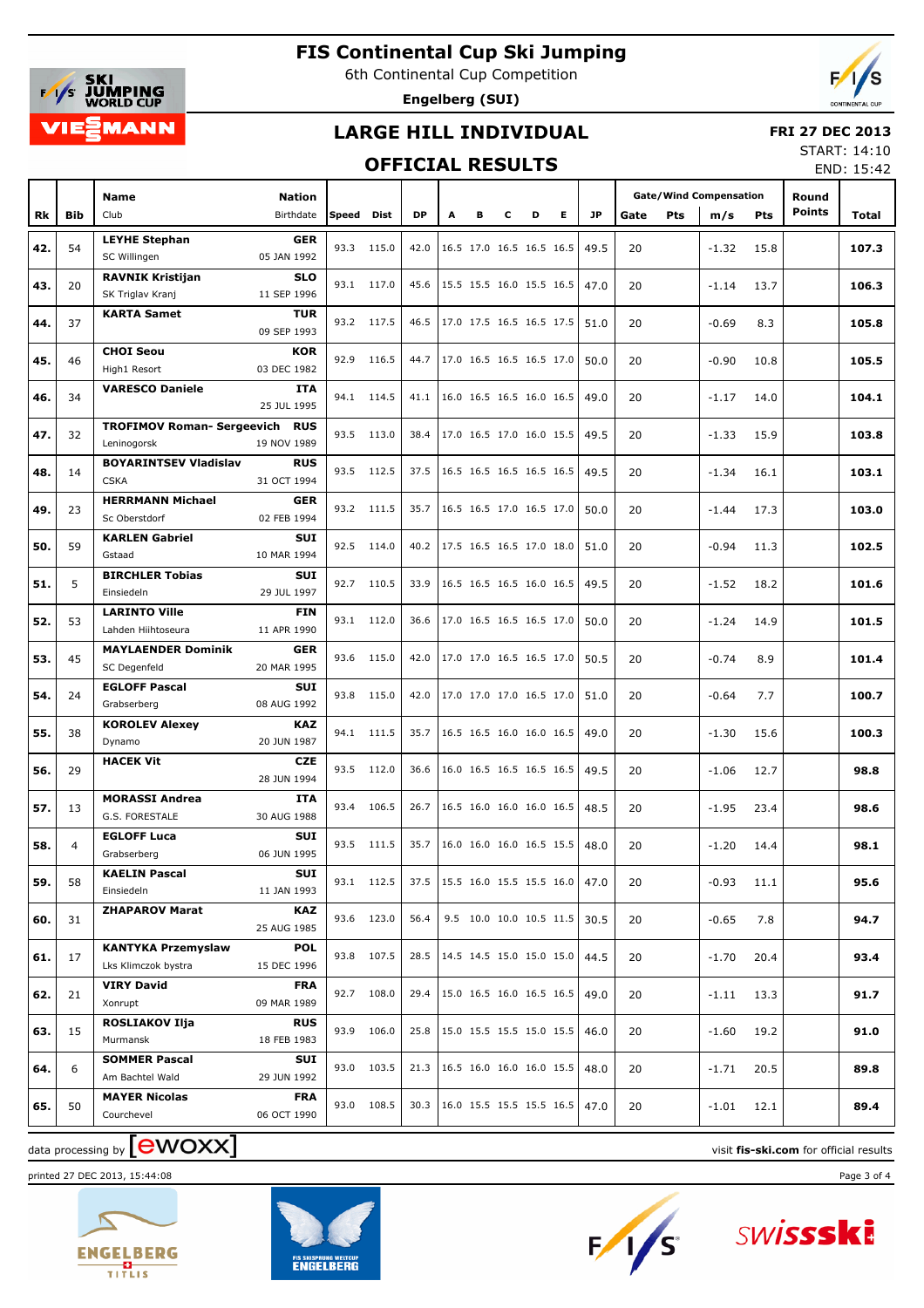# FIS Continental Cup Ski Jumping

6th Continental Cup Competition

**Engelberg (SUI)**

## LARGE HILL INDIVIDUAL

**FRI 27 DEC 2013**

START: 14:10

END: 15:42

## OFFICIAL RESULTS

| Rk | Bib | Name / Club | Nation / Birthdate | Speed | Dist | DP | A | B | C | D | E | JP | Gate | Pts | m/s | Pts | Round Points | Total |
|---|---|---|---|---|---|---|---|---|---|---|---|---|---|---|---|---|---|---|
| 42. | 54 | **LEYHE Stephan** SC Willingen | **GER** 05 JAN 1992 | 93.3 | 115.0 | 42.0 | 16.5 | 17.0 | 16.5 | 16.5 | 16.5 | 49.5 | 20 | | -1.32 | 15.8 | | **107.3** |
| 43. | 20 | **RAVNIK Kristijan** SK Triglav Kranj | **SLO** 11 SEP 1996 | 93.1 | 117.0 | 45.6 | 15.5 | 15.5 | 16.0 | 15.5 | 16.5 | 47.0 | 20 | | -1.14 | 13.7 | | **106.3** |
| 44. | 37 | **KARTA Samet** | **TUR** 09 SEP 1993 | 93.2 | 117.5 | 46.5 | 17.0 | 17.5 | 16.5 | 16.5 | 17.5 | 51.0 | 20 | | -0.69 | 8.3 | | **105.8** |
| 45. | 46 | **CHOI Seou** High1 Resort | **KOR** 03 DEC 1982 | 92.9 | 116.5 | 44.7 | 17.0 | 16.5 | 16.5 | 16.5 | 17.0 | 50.0 | 20 | | -0.90 | 10.8 | | **105.5** |
| 46. | 34 | **VARESCO Daniele** | **ITA** 25 JUL 1995 | 94.1 | 114.5 | 41.1 | 16.0 | 16.5 | 16.5 | 16.0 | 16.5 | 49.0 | 20 | | -1.17 | 14.0 | | **104.1** |
| 47. | 32 | **TROFIMOV Roman- Sergeevich** Leninogorsk | **RUS** 19 NOV 1989 | 93.5 | 113.0 | 38.4 | 17.0 | 16.5 | 17.0 | 16.0 | 15.5 | 49.5 | 20 | | -1.33 | 15.9 | | **103.8** |
| 48. | 14 | **BOYARINTSEV Vladislav** CSKA | **RUS** 31 OCT 1994 | 93.5 | 112.5 | 37.5 | 16.5 | 16.5 | 16.5 | 16.5 | 16.5 | 49.5 | 20 | | -1.34 | 16.1 | | **103.1** |
| 49. | 23 | **HERRMANN Michael** Sc Oberstdorf | **GER** 02 FEB 1994 | 93.2 | 111.5 | 35.7 | 16.5 | 16.5 | 17.0 | 16.5 | 17.0 | 50.0 | 20 | | -1.44 | 17.3 | | **103.0** |
| 50. | 59 | **KARLEN Gabriel** Gstaad | **SUI** 10 MAR 1994 | 92.5 | 114.0 | 40.2 | 17.5 | 16.5 | 16.5 | 17.0 | 18.0 | 51.0 | 20 | | -0.94 | 11.3 | | **102.5** |
| 51. | 5 | **BIRCHLER Tobias** Einsiedeln | **SUI** 29 JUL 1997 | 92.7 | 110.5 | 33.9 | 16.5 | 16.5 | 16.5 | 16.0 | 16.5 | 49.5 | 20 | | -1.52 | 18.2 | | **101.6** |
| 52. | 53 | **LARINTO Ville** Lahden Hiihtoseura | **FIN** 11 APR 1990 | 93.1 | 112.0 | 36.6 | 17.0 | 16.5 | 16.5 | 16.5 | 17.0 | 50.0 | 20 | | -1.24 | 14.9 | | **101.5** |
| 53. | 45 | **MAYLAENDER Dominik** SC Degenfeld | **GER** 20 MAR 1995 | 93.6 | 115.0 | 42.0 | 17.0 | 17.0 | 16.5 | 16.5 | 17.0 | 50.5 | 20 | | -0.74 | 8.9 | | **101.4** |
| 54. | 24 | **EGLOFF Pascal** Grabserberg | **SUI** 08 AUG 1992 | 93.8 | 115.0 | 42.0 | 17.0 | 17.0 | 17.0 | 16.5 | 17.0 | 51.0 | 20 | | -0.64 | 7.7 | | **100.7** |
| 55. | 38 | **KOROLEV Alexey** Dynamo | **KAZ** 20 JUN 1987 | 94.1 | 111.5 | 35.7 | 16.5 | 16.5 | 16.0 | 16.0 | 16.5 | 49.0 | 20 | | -1.30 | 15.6 | | **100.3** |
| 56. | 29 | **HACEK Vit** | **CZE** 28 JUN 1994 | 93.5 | 112.0 | 36.6 | 16.0 | 16.5 | 16.5 | 16.5 | 16.5 | 49.5 | 20 | | -1.06 | 12.7 | | **98.8** |
| 57. | 13 | **MORASSI Andrea** G.S. FORESTALE | **ITA** 30 AUG 1988 | 93.4 | 106.5 | 26.7 | 16.5 | 16.0 | 16.0 | 16.0 | 16.5 | 48.5 | 20 | | -1.95 | 23.4 | | **98.6** |
| 58. | 4 | **EGLOFF Luca** Grabserberg | **SUI** 06 JUN 1995 | 93.5 | 111.5 | 35.7 | 16.0 | 16.0 | 16.0 | 16.5 | 15.5 | 48.0 | 20 | | -1.20 | 14.4 | | **98.1** |
| 59. | 58 | **KAELIN Pascal** Einsiedeln | **SUI** 11 JAN 1993 | 93.1 | 112.5 | 37.5 | 15.5 | 16.0 | 15.5 | 15.5 | 16.0 | 47.0 | 20 | | -0.93 | 11.1 | | **95.6** |
| 60. | 31 | **ZHAPAROV Marat** | **KAZ** 25 AUG 1985 | 93.6 | 123.0 | 56.4 | 9.5 | 10.0 | 10.0 | 10.5 | 11.5 | 30.5 | 20 | | -0.65 | 7.8 | | **94.7** |
| 61. | 17 | **KANTYKA Przemyslaw** Lks Klimczok bystra | **POL** 15 DEC 1996 | 93.8 | 107.5 | 28.5 | 14.5 | 14.5 | 15.0 | 15.0 | 15.0 | 44.5 | 20 | | -1.70 | 20.4 | | **93.4** |
| 62. | 21 | **VIRY David** Xonrupt | **FRA** 09 MAR 1989 | 92.7 | 108.0 | 29.4 | 15.0 | 16.5 | 16.0 | 16.5 | 16.5 | 49.0 | 20 | | -1.11 | 13.3 | | **91.7** |
| 63. | 15 | **ROSLIAKOV Ilja** Murmansk | **RUS** 18 FEB 1983 | 93.9 | 106.0 | 25.8 | 15.0 | 15.5 | 15.5 | 15.0 | 15.5 | 46.0 | 20 | | -1.60 | 19.2 | | **91.0** |
| 64. | 6 | **SOMMER Pascal** Am Bachtel Wald | **SUI** 29 JUN 1992 | 93.0 | 103.5 | 21.3 | 16.5 | 16.0 | 16.0 | 16.0 | 15.5 | 48.0 | 20 | | -1.71 | 20.5 | | **89.8** |
| 65. | 50 | **MAYER Nicolas** Courchevel | **FRA** 06 OCT 1990 | 93.0 | 108.5 | 30.3 | 16.0 | 15.5 | 15.5 | 15.5 | 16.5 | 47.0 | 20 | | -1.01 | 12.1 | | **89.4** |

data processing by ewoxx — visit **fis-ski.com** for official results

printed 27 DEC 2013, 15:44:08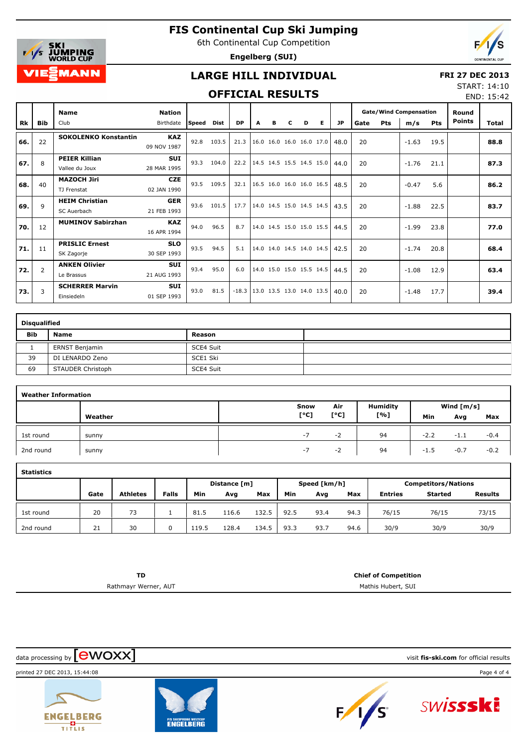# FIS Continental Cup Ski Jumping

6th Continental Cup Competition

**Engelberg (SUI)**

## LARGE HILL INDIVIDUAL

## OFFICIAL RESULTS

**FRI 27 DEC 2013**

START: 14:10

END: 15:42

| Rk | Bib | Name / Club | Nation / Birthdate | Speed | Dist | DP | A | B | C | D | E | JP | Gate | Pts | m/s | Pts | Round Points | Total |
|---|---|---|---|---|---|---|---|---|---|---|---|---|---|---|---|---|---|---|
| 66. | 22 | **SOKOLENKO Konstantin** | **KAZ** 09 NOV 1987 | 92.8 | 103.5 | 21.3 | 16.0 | 16.0 | 16.0 | 16.0 | 17.0 | 48.0 | 20 | | -1.63 | 19.5 | | **88.8** |
| 67. | 8 | **PEIER Killian** Vallee du Joux | **SUI** 28 MAR 1995 | 93.3 | 104.0 | 22.2 | 14.5 | 14.5 | 15.5 | 14.5 | 15.0 | 44.0 | 20 | | -1.76 | 21.1 | | **87.3** |
| 68. | 40 | **MAZOCH Jiri** TJ Frenstat | **CZE** 02 JAN 1990 | 93.5 | 109.5 | 32.1 | 16.5 | 16.0 | 16.0 | 16.0 | 16.5 | 48.5 | 20 | | -0.47 | 5.6 | | **86.2** |
| 69. | 9 | **HEIM Christian** SC Auerbach | **GER** 21 FEB 1993 | 93.6 | 101.5 | 17.7 | 14.0 | 14.5 | 15.0 | 14.5 | 14.5 | 43.5 | 20 | | -1.88 | 22.5 | | **83.7** |
| 70. | 12 | **MUMINOV Sabirzhan** | **KAZ** 16 APR 1994 | 94.0 | 96.5 | 8.7 | 14.0 | 14.5 | 15.0 | 15.0 | 15.5 | 44.5 | 20 | | -1.99 | 23.8 | | **77.0** |
| 71. | 11 | **PRISLIC Ernest** SK Zagorje | **SLO** 30 SEP 1993 | 93.5 | 94.5 | 5.1 | 14.0 | 14.0 | 14.5 | 14.0 | 14.5 | 42.5 | 20 | | -1.74 | 20.8 | | **68.4** |
| 72. | 2 | **ANKEN Olivier** Le Brassus | **SUI** 21 AUG 1993 | 93.4 | 95.0 | 6.0 | 14.0 | 15.0 | 15.0 | 15.5 | 14.5 | 44.5 | 20 | | -1.08 | 12.9 | | **63.4** |
| 73. | 3 | **SCHERRER Marvin** Einsiedeln | **SUI** 01 SEP 1993 | 93.0 | 81.5 | -18.3 | 13.0 | 13.5 | 13.0 | 14.0 | 13.5 | 40.0 | 20 | | -1.48 | 17.7 | | **39.4** |

**Disqualified**

| Bib | Name | Reason |
|---|---|---|
| 1 | ERNST Benjamin | SCE4 Suit |
| 39 | DI LENARDO Zeno | SCE1 Ski |
| 69 | STAUDER Christoph | SCE4 Suit |

**Weather Information**

| | Weather | Snow [°C] | Air [°C] | Humidity [%] | Wind [m/s] Min | Avg | Max |
|---|---|---|---|---|---|---|---|
| 1st round | sunny | -7 | -2 | 94 | -2.2 | -1.1 | -0.4 |
| 2nd round | sunny | -7 | -2 | 94 | -1.5 | -0.7 | -0.2 |

**Statistics**

| | Gate | Athletes | Falls | Distance [m] Min | Avg | Max | Speed [km/h] Min | Avg | Max | Competitors/Nations Entries | Started | Results |
|---|---|---|---|---|---|---|---|---|---|---|---|---|
| 1st round | 20 | 73 | 1 | 81.5 | 116.6 | 132.5 | 92.5 | 93.4 | 94.3 | 76/15 | 76/15 | 73/15 |
| 2nd round | 21 | 30 | 0 | 119.5 | 128.4 | 134.5 | 93.3 | 93.7 | 94.6 | 30/9 | 30/9 | 30/9 |

**TD**
Rathmayr Werner, AUT

**Chief of Competition**
Mathis Hubert, SUI

data processing by ewoxx — visit fis-ski.com for official results

printed 27 DEC 2013, 15:44:08